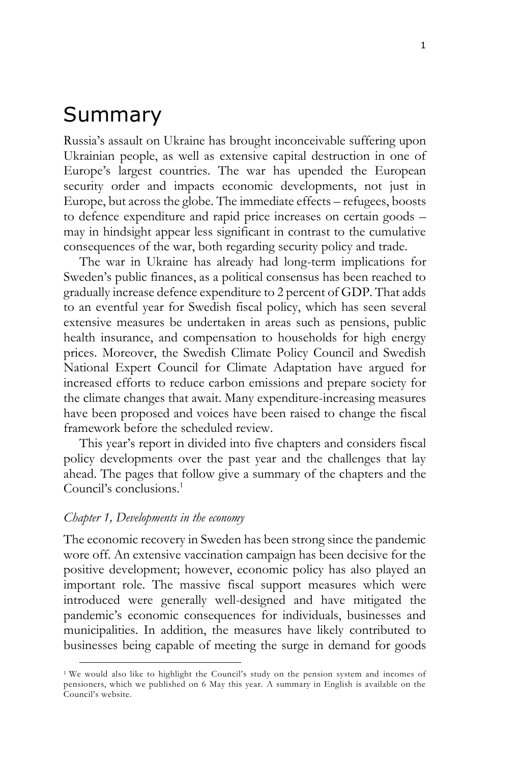# Summary

Russia's assault on Ukraine has brought inconceivable suffering upon Ukrainian people, as well as extensive capital destruction in one of Europe's largest countries. The war has upended the European security order and impacts economic developments, not just in Europe, but across the globe. The immediate effects – refugees, boosts to defence expenditure and rapid price increases on certain goods – may in hindsight appear less significant in contrast to the cumulative consequences of the war, both regarding security policy and trade.

The war in Ukraine has already had long-term implications for Sweden's public finances, as a political consensus has been reached to gradually increase defence expenditure to 2 percent of GDP. That adds to an eventful year for Swedish fiscal policy, which has seen several extensive measures be undertaken in areas such as pensions, public health insurance, and compensation to households for high energy prices. Moreover, the Swedish Climate Policy Council and Swedish National Expert Council for Climate Adaptation have argued for increased efforts to reduce carbon emissions and prepare society for the climate changes that await. Many expenditure-increasing measures have been proposed and voices have been raised to change the fiscal framework before the scheduled review.

This year's report in divided into five chapters and considers fiscal policy developments over the past year and the challenges that lay ahead. The pages that follow give a summary of the chapters and the Council's conclusions.[1]

*Chapter 1, Developments in the economy*

The economic recovery in Sweden has been strong since the pandemic wore off. An extensive vaccination campaign has been decisive for the positive development; however, economic policy has also played an important role. The massive fiscal support measures which were introduced were generally well-designed and have mitigated the pandemic's economic consequences for individuals, businesses and municipalities. In addition, the measures have likely contributed to businesses being capable of meeting the surge in demand for goods

[1] We would also like to highlight the Council's study on the pension system and incomes of pensioners, which we published on 6 May this year. A summary in English is available on the Council's website.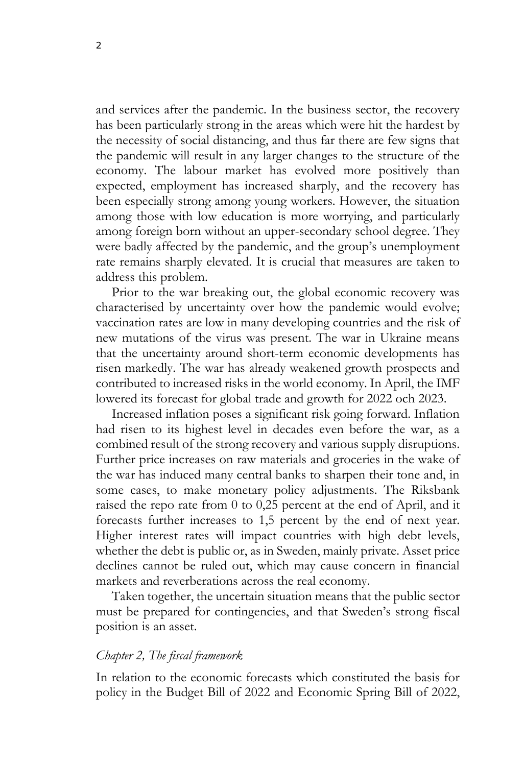and services after the pandemic. In the business sector, the recovery has been particularly strong in the areas which were hit the hardest by the necessity of social distancing, and thus far there are few signs that the pandemic will result in any larger changes to the structure of the economy. The labour market has evolved more positively than expected, employment has increased sharply, and the recovery has been especially strong among young workers. However, the situation among those with low education is more worrying, and particularly among foreign born without an upper-secondary school degree. They were badly affected by the pandemic, and the group's unemployment rate remains sharply elevated. It is crucial that measures are taken to address this problem.

Prior to the war breaking out, the global economic recovery was characterised by uncertainty over how the pandemic would evolve; vaccination rates are low in many developing countries and the risk of new mutations of the virus was present. The war in Ukraine means that the uncertainty around short-term economic developments has risen markedly. The war has already weakened growth prospects and contributed to increased risks in the world economy. In April, the IMF lowered its forecast for global trade and growth for 2022 och 2023.

Increased inflation poses a significant risk going forward. Inflation had risen to its highest level in decades even before the war, as a combined result of the strong recovery and various supply disruptions. Further price increases on raw materials and groceries in the wake of the war has induced many central banks to sharpen their tone and, in some cases, to make monetary policy adjustments. The Riksbank raised the repo rate from 0 to 0,25 percent at the end of April, and it forecasts further increases to 1,5 percent by the end of next year. Higher interest rates will impact countries with high debt levels, whether the debt is public or, as in Sweden, mainly private. Asset price declines cannot be ruled out, which may cause concern in financial markets and reverberations across the real economy.

Taken together, the uncertain situation means that the public sector must be prepared for contingencies, and that Sweden's strong fiscal position is an asset.

*Chapter 2, The fiscal framework*

In relation to the economic forecasts which constituted the basis for policy in the Budget Bill of 2022 and Economic Spring Bill of 2022,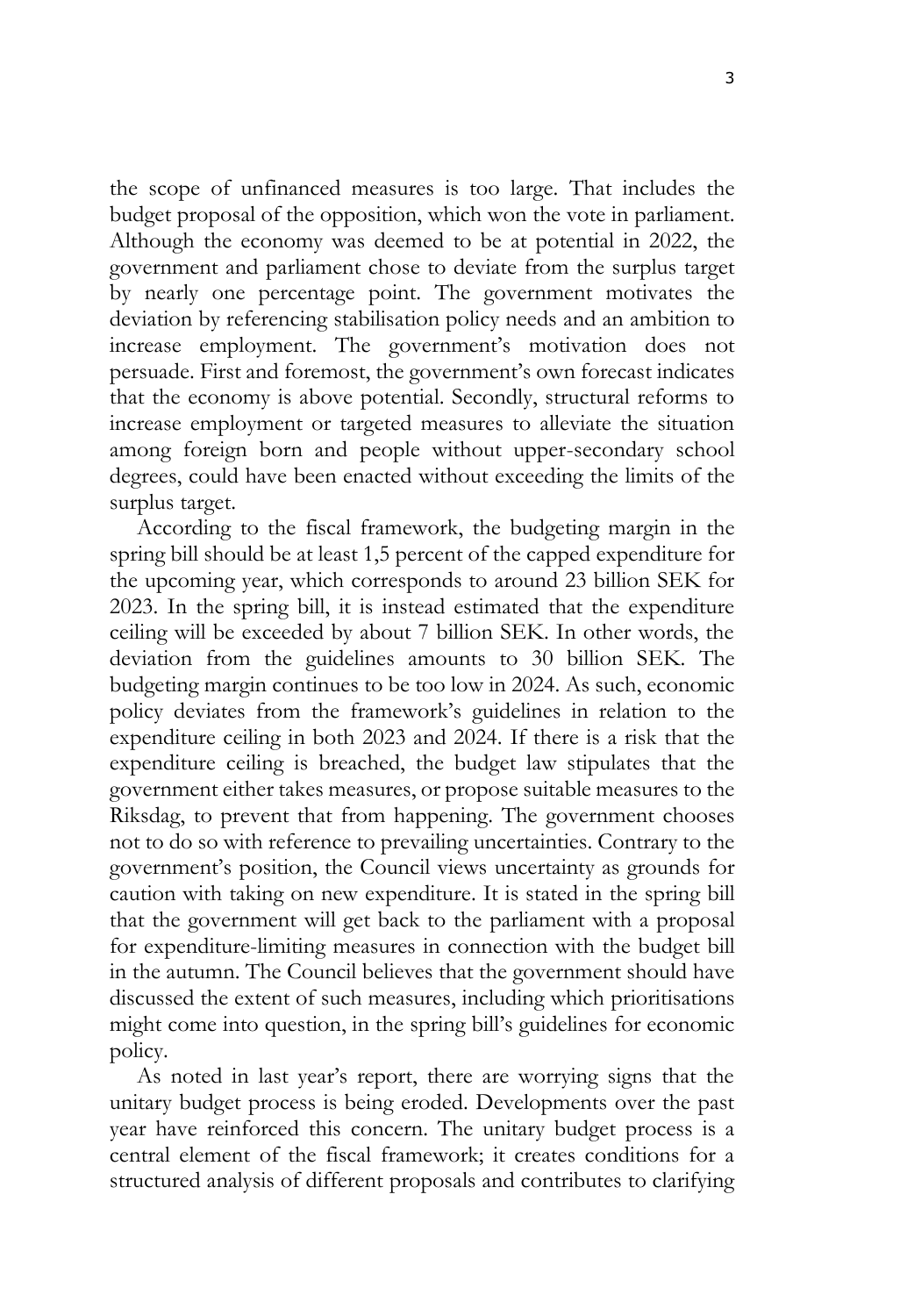the scope of unfinanced measures is too large. That includes the budget proposal of the opposition, which won the vote in parliament. Although the economy was deemed to be at potential in 2022, the government and parliament chose to deviate from the surplus target by nearly one percentage point. The government motivates the deviation by referencing stabilisation policy needs and an ambition to increase employment. The government's motivation does not persuade. First and foremost, the government's own forecast indicates that the economy is above potential. Secondly, structural reforms to increase employment or targeted measures to alleviate the situation among foreign born and people without upper-secondary school degrees, could have been enacted without exceeding the limits of the surplus target.

According to the fiscal framework, the budgeting margin in the spring bill should be at least 1,5 percent of the capped expenditure for the upcoming year, which corresponds to around 23 billion SEK for 2023. In the spring bill, it is instead estimated that the expenditure ceiling will be exceeded by about 7 billion SEK. In other words, the deviation from the guidelines amounts to 30 billion SEK. The budgeting margin continues to be too low in 2024. As such, economic policy deviates from the framework's guidelines in relation to the expenditure ceiling in both 2023 and 2024. If there is a risk that the expenditure ceiling is breached, the budget law stipulates that the government either takes measures, or propose suitable measures to the Riksdag, to prevent that from happening. The government chooses not to do so with reference to prevailing uncertainties. Contrary to the government's position, the Council views uncertainty as grounds for caution with taking on new expenditure. It is stated in the spring bill that the government will get back to the parliament with a proposal for expenditure-limiting measures in connection with the budget bill in the autumn. The Council believes that the government should have discussed the extent of such measures, including which prioritisations might come into question, in the spring bill's guidelines for economic policy.

As noted in last year's report, there are worrying signs that the unitary budget process is being eroded. Developments over the past year have reinforced this concern. The unitary budget process is a central element of the fiscal framework; it creates conditions for a structured analysis of different proposals and contributes to clarifying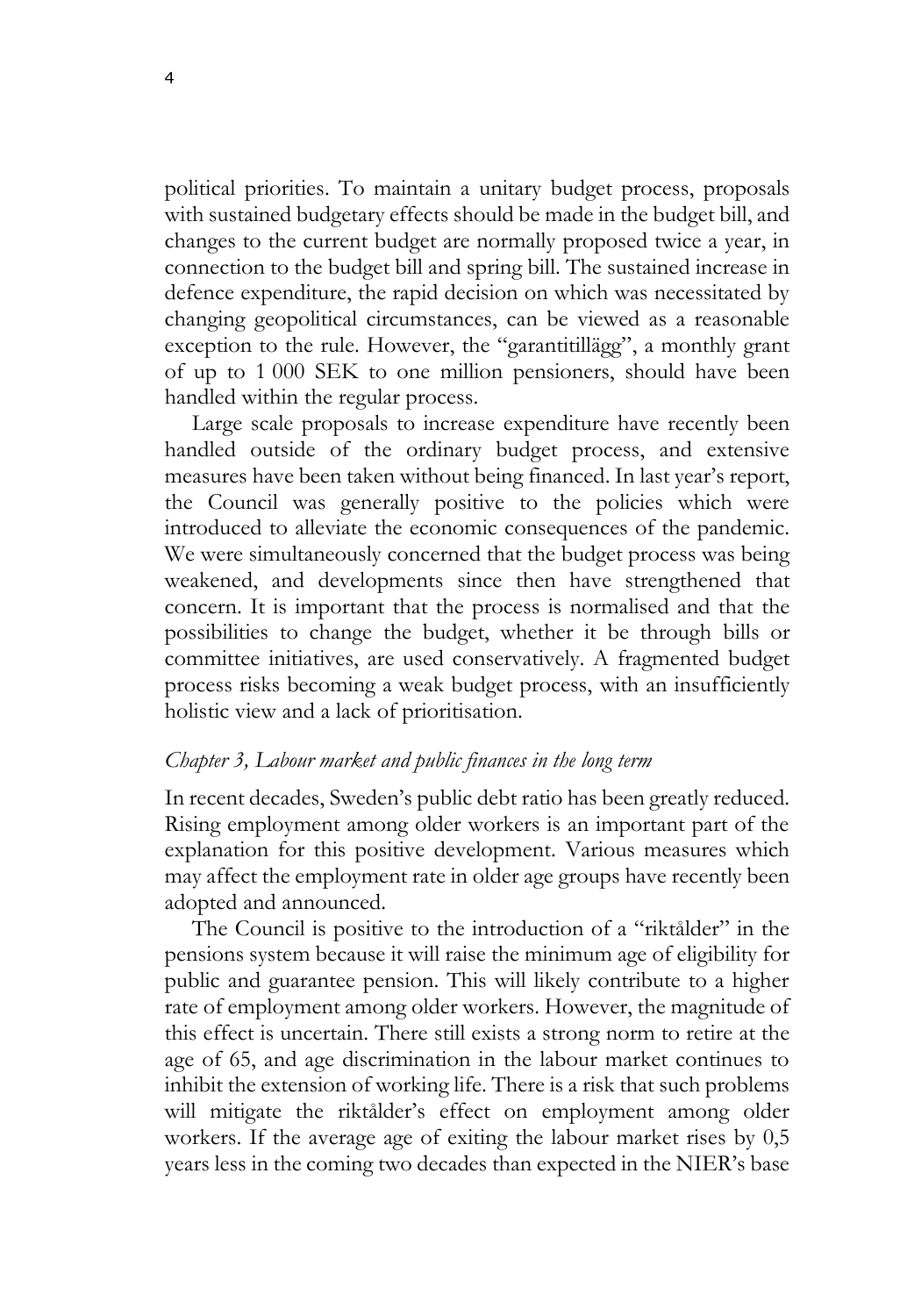political priorities. To maintain a unitary budget process, proposals with sustained budgetary effects should be made in the budget bill, and changes to the current budget are normally proposed twice a year, in connection to the budget bill and spring bill. The sustained increase in defence expenditure, the rapid decision on which was necessitated by changing geopolitical circumstances, can be viewed as a reasonable exception to the rule. However, the "garantitillägg", a monthly grant of up to 1 000 SEK to one million pensioners, should have been handled within the regular process.

Large scale proposals to increase expenditure have recently been handled outside of the ordinary budget process, and extensive measures have been taken without being financed. In last year's report, the Council was generally positive to the policies which were introduced to alleviate the economic consequences of the pandemic. We were simultaneously concerned that the budget process was being weakened, and developments since then have strengthened that concern. It is important that the process is normalised and that the possibilities to change the budget, whether it be through bills or committee initiatives, are used conservatively. A fragmented budget process risks becoming a weak budget process, with an insufficiently holistic view and a lack of prioritisation.

*Chapter 3, Labour market and public finances in the long term*

In recent decades, Sweden's public debt ratio has been greatly reduced. Rising employment among older workers is an important part of the explanation for this positive development. Various measures which may affect the employment rate in older age groups have recently been adopted and announced.

The Council is positive to the introduction of a "riktålder" in the pensions system because it will raise the minimum age of eligibility for public and guarantee pension. This will likely contribute to a higher rate of employment among older workers. However, the magnitude of this effect is uncertain. There still exists a strong norm to retire at the age of 65, and age discrimination in the labour market continues to inhibit the extension of working life. There is a risk that such problems will mitigate the riktålder's effect on employment among older workers. If the average age of exiting the labour market rises by 0,5 years less in the coming two decades than expected in the NIER's base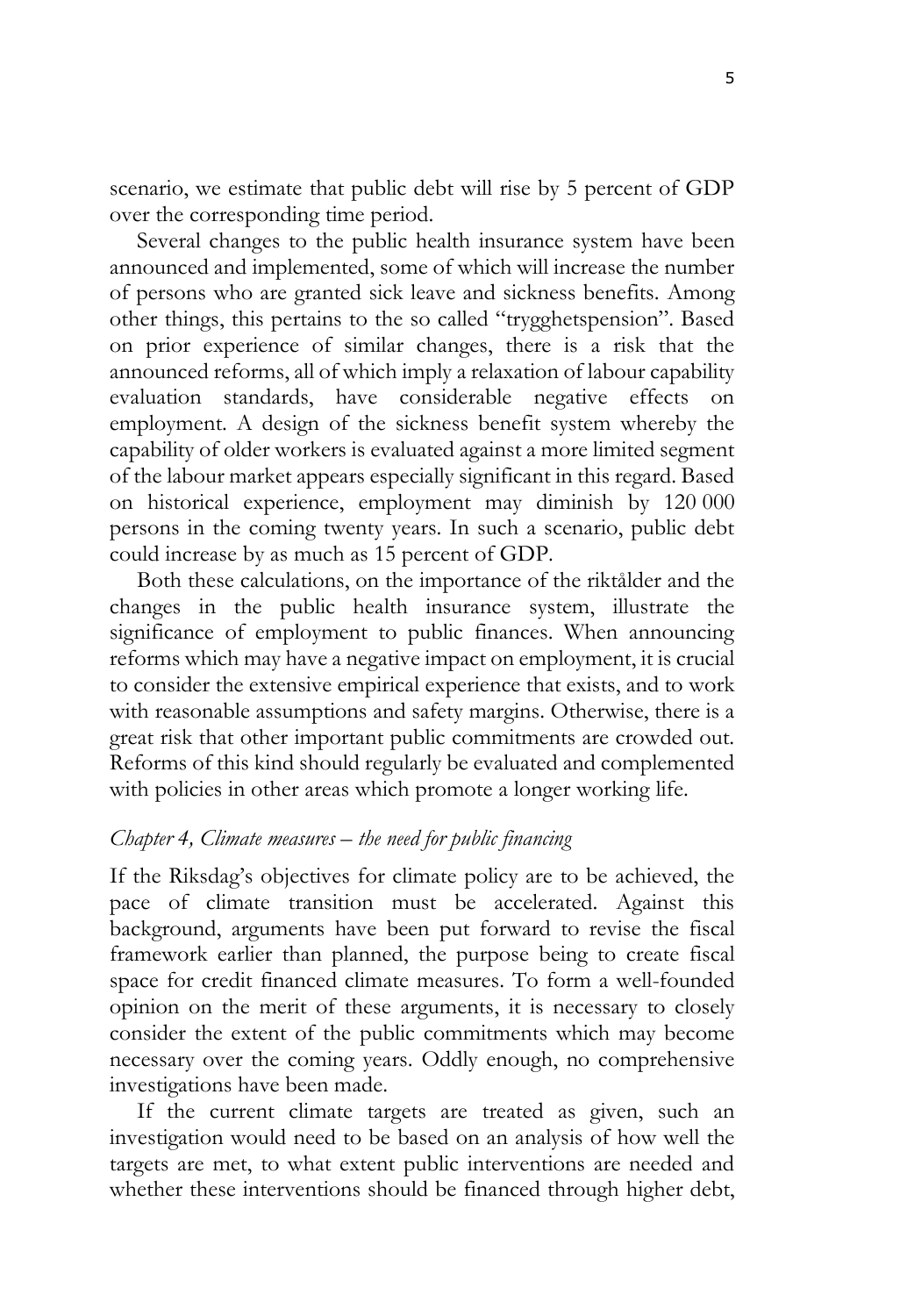scenario, we estimate that public debt will rise by 5 percent of GDP over the corresponding time period.

Several changes to the public health insurance system have been announced and implemented, some of which will increase the number of persons who are granted sick leave and sickness benefits. Among other things, this pertains to the so called "trygghetspension". Based on prior experience of similar changes, there is a risk that the announced reforms, all of which imply a relaxation of labour capability evaluation standards, have considerable negative effects on employment. A design of the sickness benefit system whereby the capability of older workers is evaluated against a more limited segment of the labour market appears especially significant in this regard. Based on historical experience, employment may diminish by 120 000 persons in the coming twenty years. In such a scenario, public debt could increase by as much as 15 percent of GDP.

Both these calculations, on the importance of the riktålder and the changes in the public health insurance system, illustrate the significance of employment to public finances. When announcing reforms which may have a negative impact on employment, it is crucial to consider the extensive empirical experience that exists, and to work with reasonable assumptions and safety margins. Otherwise, there is a great risk that other important public commitments are crowded out. Reforms of this kind should regularly be evaluated and complemented with policies in other areas which promote a longer working life.

### *Chapter 4, Climate measures – the need for public financing*

If the Riksdag's objectives for climate policy are to be achieved, the pace of climate transition must be accelerated. Against this background, arguments have been put forward to revise the fiscal framework earlier than planned, the purpose being to create fiscal space for credit financed climate measures. To form a well-founded opinion on the merit of these arguments, it is necessary to closely consider the extent of the public commitments which may become necessary over the coming years. Oddly enough, no comprehensive investigations have been made.

If the current climate targets are treated as given, such an investigation would need to be based on an analysis of how well the targets are met, to what extent public interventions are needed and whether these interventions should be financed through higher debt,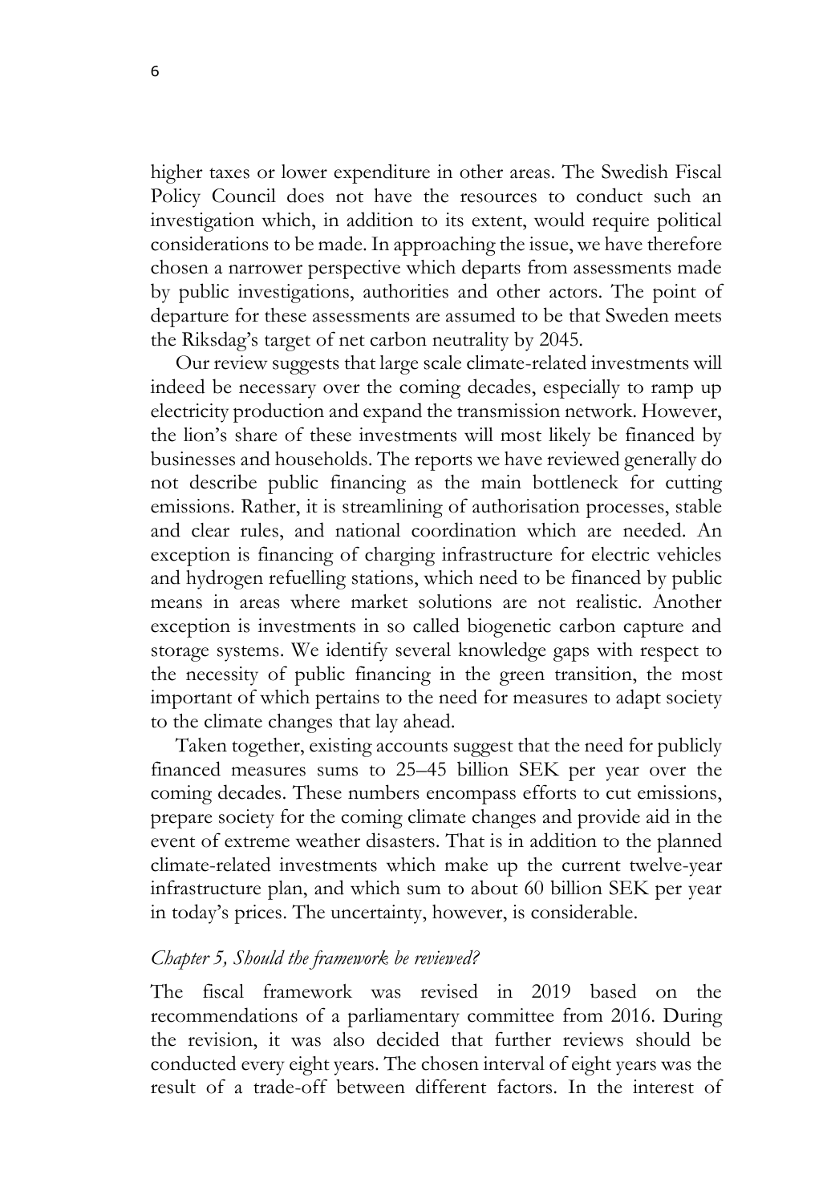higher taxes or lower expenditure in other areas. The Swedish Fiscal Policy Council does not have the resources to conduct such an investigation which, in addition to its extent, would require political considerations to be made. In approaching the issue, we have therefore chosen a narrower perspective which departs from assessments made by public investigations, authorities and other actors. The point of departure for these assessments are assumed to be that Sweden meets the Riksdag's target of net carbon neutrality by 2045.

Our review suggests that large scale climate-related investments will indeed be necessary over the coming decades, especially to ramp up electricity production and expand the transmission network. However, the lion's share of these investments will most likely be financed by businesses and households. The reports we have reviewed generally do not describe public financing as the main bottleneck for cutting emissions. Rather, it is streamlining of authorisation processes, stable and clear rules, and national coordination which are needed. An exception is financing of charging infrastructure for electric vehicles and hydrogen refuelling stations, which need to be financed by public means in areas where market solutions are not realistic. Another exception is investments in so called biogenetic carbon capture and storage systems. We identify several knowledge gaps with respect to the necessity of public financing in the green transition, the most important of which pertains to the need for measures to adapt society to the climate changes that lay ahead.

Taken together, existing accounts suggest that the need for publicly financed measures sums to 25–45 billion SEK per year over the coming decades. These numbers encompass efforts to cut emissions, prepare society for the coming climate changes and provide aid in the event of extreme weather disasters. That is in addition to the planned climate-related investments which make up the current twelve-year infrastructure plan, and which sum to about 60 billion SEK per year in today's prices. The uncertainty, however, is considerable.

*Chapter 5, Should the framework be reviewed?*

The fiscal framework was revised in 2019 based on the recommendations of a parliamentary committee from 2016. During the revision, it was also decided that further reviews should be conducted every eight years. The chosen interval of eight years was the result of a trade-off between different factors. In the interest of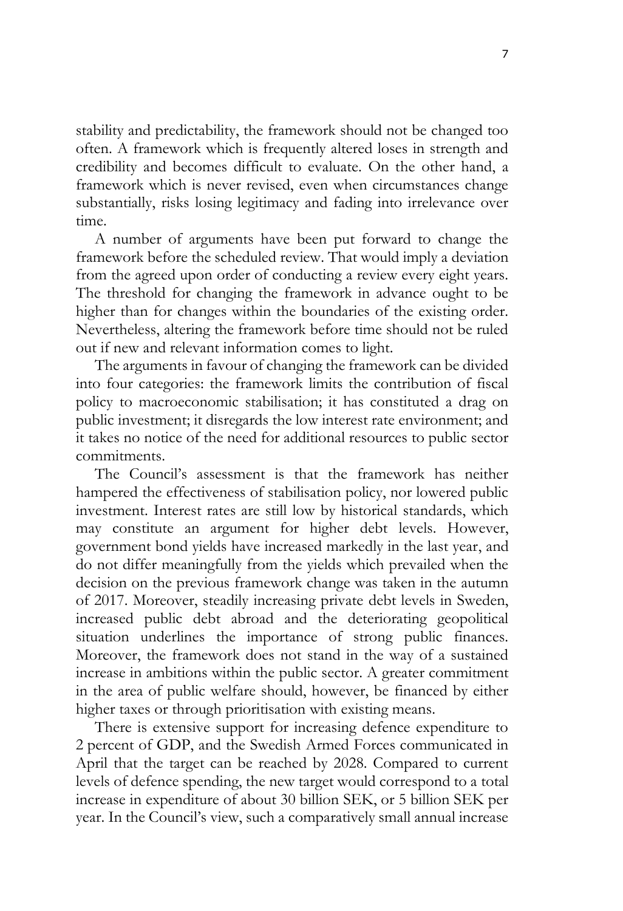stability and predictability, the framework should not be changed too often. A framework which is frequently altered loses in strength and credibility and becomes difficult to evaluate. On the other hand, a framework which is never revised, even when circumstances change substantially, risks losing legitimacy and fading into irrelevance over time.

A number of arguments have been put forward to change the framework before the scheduled review. That would imply a deviation from the agreed upon order of conducting a review every eight years. The threshold for changing the framework in advance ought to be higher than for changes within the boundaries of the existing order. Nevertheless, altering the framework before time should not be ruled out if new and relevant information comes to light.

The arguments in favour of changing the framework can be divided into four categories: the framework limits the contribution of fiscal policy to macroeconomic stabilisation; it has constituted a drag on public investment; it disregards the low interest rate environment; and it takes no notice of the need for additional resources to public sector commitments.

The Council's assessment is that the framework has neither hampered the effectiveness of stabilisation policy, nor lowered public investment. Interest rates are still low by historical standards, which may constitute an argument for higher debt levels. However, government bond yields have increased markedly in the last year, and do not differ meaningfully from the yields which prevailed when the decision on the previous framework change was taken in the autumn of 2017. Moreover, steadily increasing private debt levels in Sweden, increased public debt abroad and the deteriorating geopolitical situation underlines the importance of strong public finances. Moreover, the framework does not stand in the way of a sustained increase in ambitions within the public sector. A greater commitment in the area of public welfare should, however, be financed by either higher taxes or through prioritisation with existing means.

There is extensive support for increasing defence expenditure to 2 percent of GDP, and the Swedish Armed Forces communicated in April that the target can be reached by 2028. Compared to current levels of defence spending, the new target would correspond to a total increase in expenditure of about 30 billion SEK, or 5 billion SEK per year. In the Council's view, such a comparatively small annual increase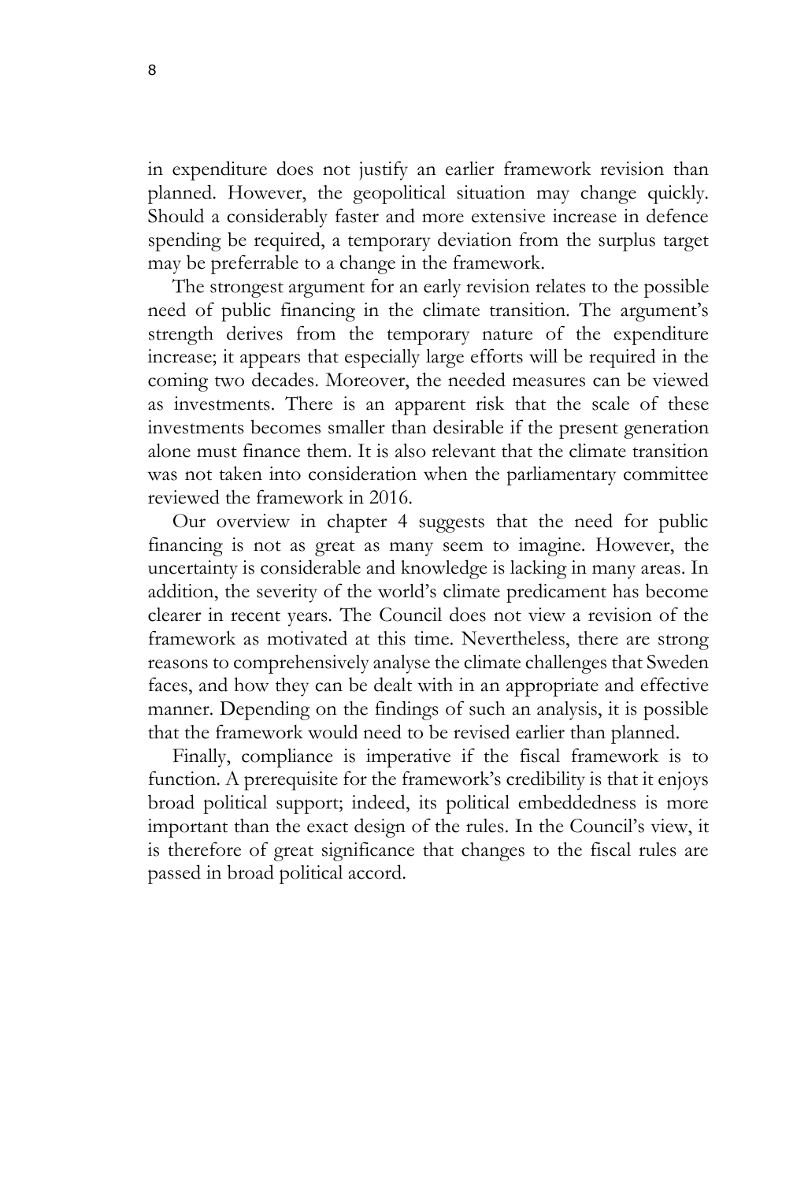in expenditure does not justify an earlier framework revision than planned. However, the geopolitical situation may change quickly. Should a considerably faster and more extensive increase in defence spending be required, a temporary deviation from the surplus target may be preferrable to a change in the framework.

The strongest argument for an early revision relates to the possible need of public financing in the climate transition. The argument's strength derives from the temporary nature of the expenditure increase; it appears that especially large efforts will be required in the coming two decades. Moreover, the needed measures can be viewed as investments. There is an apparent risk that the scale of these investments becomes smaller than desirable if the present generation alone must finance them. It is also relevant that the climate transition was not taken into consideration when the parliamentary committee reviewed the framework in 2016.

Our overview in chapter 4 suggests that the need for public financing is not as great as many seem to imagine. However, the uncertainty is considerable and knowledge is lacking in many areas. In addition, the severity of the world's climate predicament has become clearer in recent years. The Council does not view a revision of the framework as motivated at this time. Nevertheless, there are strong reasons to comprehensively analyse the climate challenges that Sweden faces, and how they can be dealt with in an appropriate and effective manner. Depending on the findings of such an analysis, it is possible that the framework would need to be revised earlier than planned.

Finally, compliance is imperative if the fiscal framework is to function. A prerequisite for the framework's credibility is that it enjoys broad political support; indeed, its political embeddedness is more important than the exact design of the rules. In the Council's view, it is therefore of great significance that changes to the fiscal rules are passed in broad political accord.